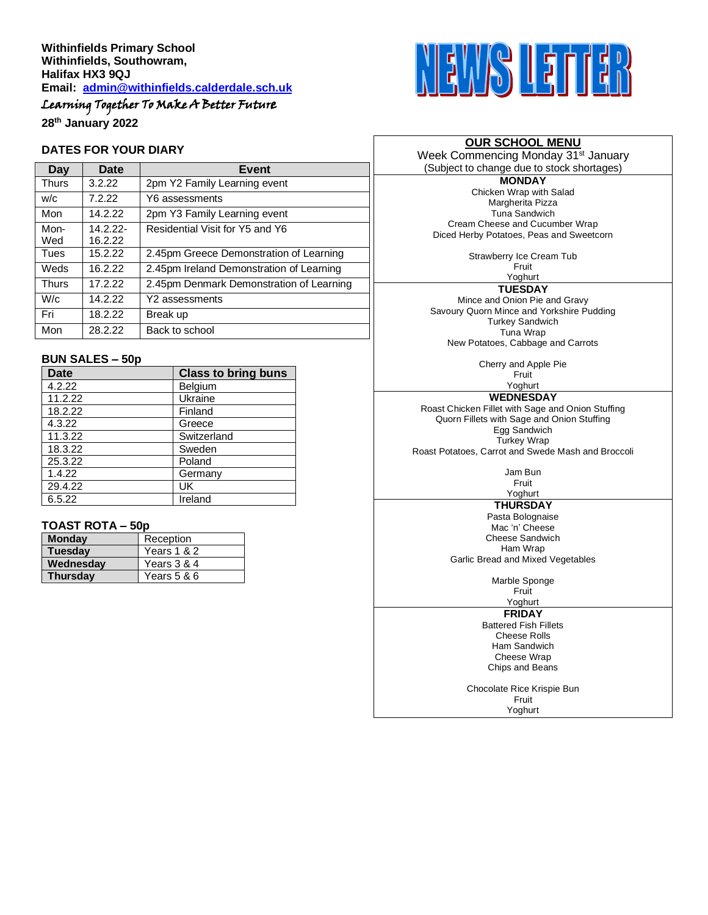**Withinfields Primary School**
**Withinfields, Southowram,**
**Halifax HX3 9QJ**
**Email: admin@withinfields.calderdale.sch.uk**

*Learning Together To Make A Better Future*

**28th January 2022**

# NEWS LETTER

## DATES FOR YOUR DIARY

| Day | Date | Event |
|---|---|---|
| Thurs | 3.2.22 | 2pm Y2 Family Learning event |
| w/c | 7.2.22 | Y6 assessments |
| Mon | 14.2.22 | 2pm Y3 Family Learning event |
| Mon-Wed | 14.2.22-16.2.22 | Residential Visit for Y5 and Y6 |
| Tues | 15.2.22 | 2.45pm Greece Demonstration of Learning |
| Weds | 16.2.22 | 2.45pm Ireland Demonstration of Learning |
| Thurs | 17.2.22 | 2.45pm Denmark Demonstration of Learning |
| W/c | 14.2.22 | Y2 assessments |
| Fri | 18.2.22 | Break up |
| Mon | 28.2.22 | Back to school |

## BUN SALES – 50p

| Date | Class to bring buns |
|---|---|
| 4.2.22 | Belgium |
| 11.2.22 | Ukraine |
| 18.2.22 | Finland |
| 4.3.22 | Greece |
| 11.3.22 | Switzerland |
| 18.3.22 | Sweden |
| 25.3.22 | Poland |
| 1.4.22 | Germany |
| 29.4.22 | UK |
| 6.5.22 | Ireland |

## TOAST ROTA – 50p

| Day | Class |
|---|---|
| **Monday** | Reception |
| **Tuesday** | Years 1 & 2 |
| **Wednesday** | Years 3 & 4 |
| **Thursday** | Years 5 & 6 |

## OUR SCHOOL MENU

Week Commencing Monday 31st January
(Subject to change due to stock shortages)

**MONDAY**
Chicken Wrap with Salad
Margherita Pizza
Tuna Sandwich
Cream Cheese and Cucumber Wrap
Diced Herby Potatoes, Peas and Sweetcorn

Strawberry Ice Cream Tub
Fruit
Yoghurt

**TUESDAY**
Mince and Onion Pie and Gravy
Savoury Quorn Mince and Yorkshire Pudding
Turkey Sandwich
Tuna Wrap
New Potatoes, Cabbage and Carrots

Cherry and Apple Pie
Fruit
Yoghurt

**WEDNESDAY**
Roast Chicken Fillet with Sage and Onion Stuffing
Quorn Fillets with Sage and Onion Stuffing
Egg Sandwich
Turkey Wrap
Roast Potatoes, Carrot and Swede Mash and Broccoli

Jam Bun
Fruit
Yoghurt

**THURSDAY**
Pasta Bolognaise
Mac 'n' Cheese
Cheese Sandwich
Ham Wrap
Garlic Bread and Mixed Vegetables

Marble Sponge
Fruit
Yoghurt

**FRIDAY**
Battered Fish Fillets
Cheese Rolls
Ham Sandwich
Cheese Wrap
Chips and Beans

Chocolate Rice Krispie Bun
Fruit
Yoghurt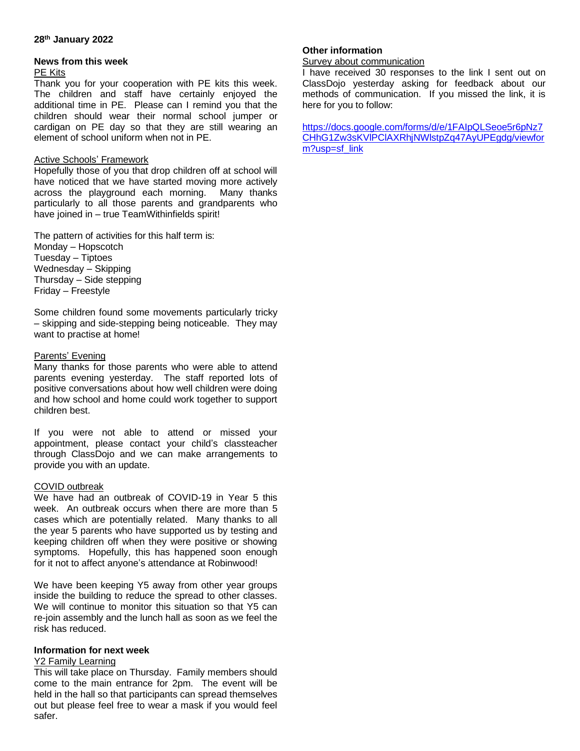**28th January 2022**

## News from this week

### PE Kits

Thank you for your cooperation with PE kits this week. The children and staff have certainly enjoyed the additional time in PE. Please can I remind you that the children should wear their normal school jumper or cardigan on PE day so that they are still wearing an element of school uniform when not in PE.

### Active Schools' Framework

Hopefully those of you that drop children off at school will have noticed that we have started moving more actively across the playground each morning. Many thanks particularly to all those parents and grandparents who have joined in – true TeamWithinfields spirit!

The pattern of activities for this half term is:
Monday – Hopscotch
Tuesday – Tiptoes
Wednesday – Skipping
Thursday – Side stepping
Friday – Freestyle

Some children found some movements particularly tricky – skipping and side-stepping being noticeable. They may want to practise at home!

### Parents' Evening

Many thanks for those parents who were able to attend parents evening yesterday. The staff reported lots of positive conversations about how well children were doing and how school and home could work together to support children best.

If you were not able to attend or missed your appointment, please contact your child's classteacher through ClassDojo and we can make arrangements to provide you with an update.

### COVID outbreak

We have had an outbreak of COVID-19 in Year 5 this week. An outbreak occurs when there are more than 5 cases which are potentially related. Many thanks to all the year 5 parents who have supported us by testing and keeping children off when they were positive or showing symptoms. Hopefully, this has happened soon enough for it not to affect anyone's attendance at Robinwood!

We have been keeping Y5 away from other year groups inside the building to reduce the spread to other classes. We will continue to monitor this situation so that Y5 can re-join assembly and the lunch hall as soon as we feel the risk has reduced.

## Information for next week

### Y2 Family Learning

This will take place on Thursday. Family members should come to the main entrance for 2pm. The event will be held in the hall so that participants can spread themselves out but please feel free to wear a mask if you would feel safer.

## Other information

### Survey about communication

I have received 30 responses to the link I sent out on ClassDojo yesterday asking for feedback about our methods of communication. If you missed the link, it is here for you to follow:

https://docs.google.com/forms/d/e/1FAIpQLSeoe5r6pNz7CHhG1Zw3sKVlPClAXRhjNWlstpZq47AyUPEgdg/viewform?usp=sf_link